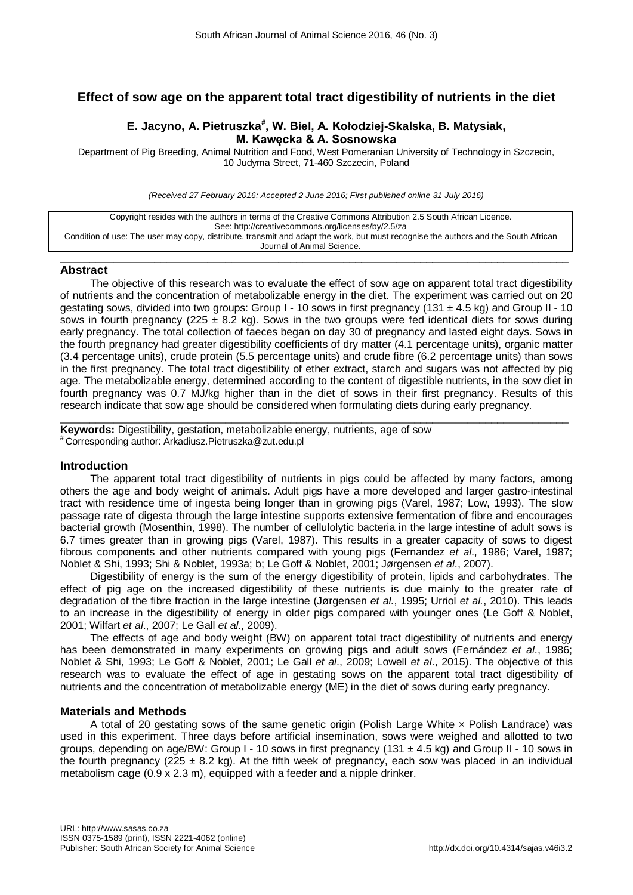# Effect of sow age on the apparent total tract digestibility of nutrients in the diet

**E. Jacyno, A. Pietruszka[#], W. Biel, A. Kołodziej-Skalska, B. Matysiak, M. Kawęcka & A. Sosnowska**

Department of Pig Breeding, Animal Nutrition and Food, West Pomeranian University of Technology in Szczecin, 10 Judyma Street, 71-460 Szczecin, Poland

*(Received 27 February 2016; Accepted 2 June 2016; First published online 31 July 2016)*

Copyright resides with the authors in terms of the Creative Commons Attribution 2.5 South African Licence.
See: http://creativecommons.org/licenses/by/2.5/za
Condition of use: The user may copy, distribute, transmit and adapt the work, but must recognise the authors and the South African Journal of Animal Science.

## Abstract

The objective of this research was to evaluate the effect of sow age on apparent total tract digestibility of nutrients and the concentration of metabolizable energy in the diet. The experiment was carried out on 20 gestating sows, divided into two groups: Group I - 10 sows in first pregnancy (131 ± 4.5 kg) and Group II - 10 sows in fourth pregnancy (225 ± 8.2 kg). Sows in the two groups were fed identical diets for sows during early pregnancy. The total collection of faeces began on day 30 of pregnancy and lasted eight days. Sows in the fourth pregnancy had greater digestibility coefficients of dry matter (4.1 percentage units), organic matter (3.4 percentage units), crude protein (5.5 percentage units) and crude fibre (6.2 percentage units) than sows in the first pregnancy. The total tract digestibility of ether extract, starch and sugars was not affected by pig age. The metabolizable energy, determined according to the content of digestible nutrients, in the sow diet in fourth pregnancy was 0.7 MJ/kg higher than in the diet of sows in their first pregnancy. Results of this research indicate that sow age should be considered when formulating diets during early pregnancy.

**Keywords:** Digestibility, gestation, metabolizable energy, nutrients, age of sow

[#] Corresponding author: Arkadiusz.Pietruszka@zut.edu.pl

## Introduction

The apparent total tract digestibility of nutrients in pigs could be affected by many factors, among others the age and body weight of animals. Adult pigs have a more developed and larger gastro-intestinal tract with residence time of ingesta being longer than in growing pigs (Varel, 1987; Low, 1993). The slow passage rate of digesta through the large intestine supports extensive fermentation of fibre and encourages bacterial growth (Mosenthin, 1998). The number of cellulolytic bacteria in the large intestine of adult sows is 6.7 times greater than in growing pigs (Varel, 1987). This results in a greater capacity of sows to digest fibrous components and other nutrients compared with young pigs (Fernandez *et al*., 1986; Varel, 1987; Noblet & Shi, 1993; Shi & Noblet, 1993a; b; Le Goff & Noblet, 2001; Jørgensen *et al*., 2007).

Digestibility of energy is the sum of the energy digestibility of protein, lipids and carbohydrates. The effect of pig age on the increased digestibility of these nutrients is due mainly to the greater rate of degradation of the fibre fraction in the large intestine (Jørgensen *et al.*, 1995; Urriol *et al.*, 2010). This leads to an increase in the digestibility of energy in older pigs compared with younger ones (Le Goff & Noblet, 2001; Wilfart *et al*., 2007; Le Gall *et al*., 2009).

The effects of age and body weight (BW) on apparent total tract digestibility of nutrients and energy has been demonstrated in many experiments on growing pigs and adult sows (Fernández *et al*., 1986; Noblet & Shi, 1993; Le Goff & Noblet, 2001; Le Gall *et al*., 2009; Lowell *et al*., 2015). The objective of this research was to evaluate the effect of age in gestating sows on the apparent total tract digestibility of nutrients and the concentration of metabolizable energy (ME) in the diet of sows during early pregnancy.

## Materials and Methods

A total of 20 gestating sows of the same genetic origin (Polish Large White × Polish Landrace) was used in this experiment. Three days before artificial insemination, sows were weighed and allotted to two groups, depending on age/BW: Group I - 10 sows in first pregnancy (131 ± 4.5 kg) and Group II - 10 sows in the fourth pregnancy (225 ± 8.2 kg). At the fifth week of pregnancy, each sow was placed in an individual metabolism cage (0.9 x 2.3 m), equipped with a feeder and a nipple drinker.

URL: http://www.sasas.co.za
ISSN 0375-1589 (print), ISSN 2221-4062 (online)
Publisher: South African Society for Animal Science
http://dx.doi.org/10.4314/sajas.v46i3.2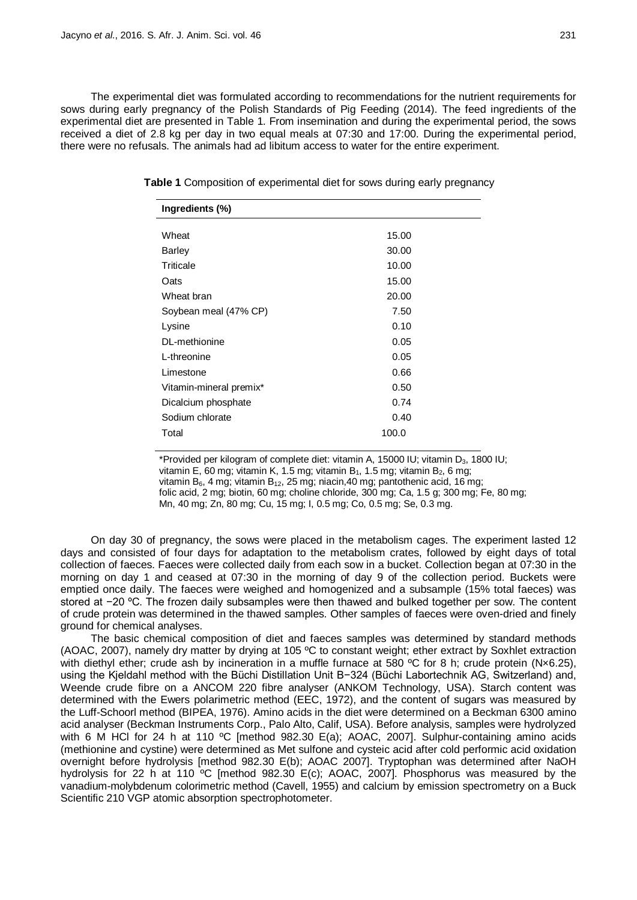The experimental diet was formulated according to recommendations for the nutrient requirements for sows during early pregnancy of the Polish Standards of Pig Feeding (2014). The feed ingredients of the experimental diet are presented in Table 1. From insemination and during the experimental period, the sows received a diet of 2.8 kg per day in two equal meals at 07:30 and 17:00. During the experimental period, there were no refusals. The animals had ad libitum access to water for the entire experiment.

**Table 1** Composition of experimental diet for sows during early pregnancy

| Ingredients (%) | |
|---|---|
| Wheat | 15.00 |
| Barley | 30.00 |
| Triticale | 10.00 |
| Oats | 15.00 |
| Wheat bran | 20.00 |
| Soybean meal (47% CP) | 7.50 |
| Lysine | 0.10 |
| DL-methionine | 0.05 |
| L-threonine | 0.05 |
| Limestone | 0.66 |
| Vitamin-mineral premix* | 0.50 |
| Dicalcium phosphate | 0.74 |
| Sodium chlorate | 0.40 |
| Total | 100.0 |

*Provided per kilogram of complete diet: vitamin A, 15000 IU; vitamin $D_3$, 1800 IU; vitamin E, 60 mg; vitamin K, 1.5 mg; vitamin $B_1$, 1.5 mg; vitamin $B_2$, 6 mg; vitamin $B_6$, 4 mg; vitamin $B_{12}$, 25 mg; niacin,40 mg; pantothenic acid, 16 mg; folic acid, 2 mg; biotin, 60 mg; choline chloride, 300 mg; Ca, 1.5 g; 300 mg; Fe, 80 mg; Mn, 40 mg; Zn, 80 mg; Cu, 15 mg; I, 0.5 mg; Co, 0.5 mg; Se, 0.3 mg.

On day 30 of pregnancy, the sows were placed in the metabolism cages. The experiment lasted 12 days and consisted of four days for adaptation to the metabolism crates, followed by eight days of total collection of faeces. Faeces were collected daily from each sow in a bucket. Collection began at 07:30 in the morning on day 1 and ceased at 07:30 in the morning of day 9 of the collection period. Buckets were emptied once daily. The faeces were weighed and homogenized and a subsample (15% total faeces) was stored at −20 ºC. The frozen daily subsamples were then thawed and bulked together per sow. The content of crude protein was determined in the thawed samples. Other samples of faeces were oven-dried and finely ground for chemical analyses.

The basic chemical composition of diet and faeces samples was determined by standard methods (AOAC, 2007), namely dry matter by drying at 105 ºC to constant weight; ether extract by Soxhlet extraction with diethyl ether; crude ash by incineration in a muffle furnace at 580 ºC for 8 h; crude protein (N×6.25), using the Kjeldahl method with the Büchi Distillation Unit B−324 (Büchi Labortechnik AG, Switzerland) and, Weende crude fibre on a ANCOM 220 fibre analyser (ANKOM Technology, USA). Starch content was determined with the Ewers polarimetric method (EEC, 1972), and the content of sugars was measured by the Luff-Schoorl method (BIPEA, 1976). Amino acids in the diet were determined on a Beckman 6300 amino acid analyser (Beckman Instruments Corp., Palo Alto, Calif, USA). Before analysis, samples were hydrolyzed with 6 M HCl for 24 h at 110 ºC [method 982.30 E(a); AOAC, 2007]. Sulphur-containing amino acids (methionine and cystine) were determined as Met sulfone and cysteic acid after cold performic acid oxidation overnight before hydrolysis [method 982.30 E(b); AOAC 2007]. Tryptophan was determined after NaOH hydrolysis for 22 h at 110 ºC [method 982.30 E(c); AOAC, 2007]. Phosphorus was measured by the vanadium-molybdenum colorimetric method (Cavell, 1955) and calcium by emission spectrometry on a Buck Scientific 210 VGP atomic absorption spectrophotometer.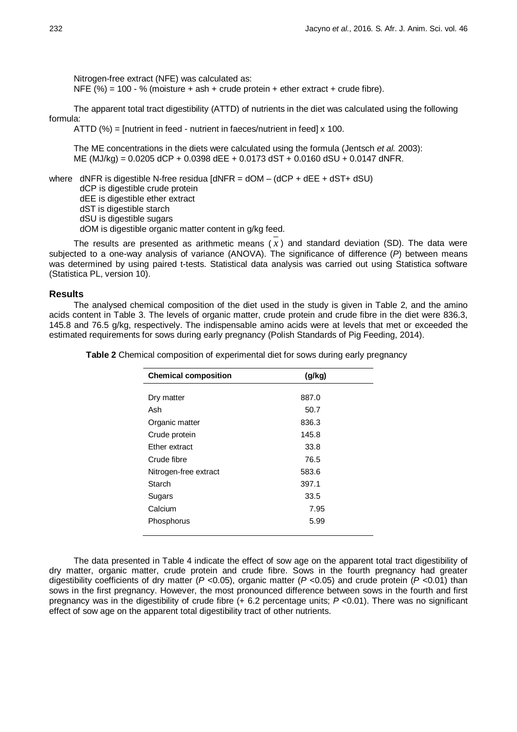Nitrogen-free extract (NFE) was calculated as:

NFE (%) = 100 - % (moisture + ash + crude protein + ether extract + crude fibre).

The apparent total tract digestibility (ATTD) of nutrients in the diet was calculated using the following formula:

ATTD (%) = [nutrient in feed - nutrient in faeces/nutrient in feed] x 100.

The ME concentrations in the diets were calculated using the formula (Jentsch *et al.* 2003):

ME (MJ/kg) = 0.0205 dCP + 0.0398 dEE + 0.0173 dST + 0.0160 dSU + 0.0147 dNFR.

where dNFR is digestible N-free residua [dNFR = dOM – (dCP + dEE + dST+ dSU)
dCP is digestible crude protein
dEE is digestible ether extract
dST is digestible starch
dSU is digestible sugars
dOM is digestible organic matter content in g/kg feed.

The results are presented as arithmetic means ($\bar{x}$) and standard deviation (SD). The data were subjected to a one-way analysis of variance (ANOVA). The significance of difference (*P*) between means was determined by using paired t-tests. Statistical data analysis was carried out using Statistica software (Statistica PL, version 10).

## Results

The analysed chemical composition of the diet used in the study is given in Table 2, and the amino acids content in Table 3. The levels of organic matter, crude protein and crude fibre in the diet were 836.3, 145.8 and 76.5 g/kg, respectively. The indispensable amino acids were at levels that met or exceeded the estimated requirements for sows during early pregnancy (Polish Standards of Pig Feeding, 2014).

**Table 2** Chemical composition of experimental diet for sows during early pregnancy

| Chemical composition | (g/kg) |
|---|---|
| Dry matter | 887.0 |
| Ash | 50.7 |
| Organic matter | 836.3 |
| Crude protein | 145.8 |
| Ether extract | 33.8 |
| Crude fibre | 76.5 |
| Nitrogen-free extract | 583.6 |
| Starch | 397.1 |
| Sugars | 33.5 |
| Calcium | 7.95 |
| Phosphorus | 5.99 |

The data presented in Table 4 indicate the effect of sow age on the apparent total tract digestibility of dry matter, organic matter, crude protein and crude fibre. Sows in the fourth pregnancy had greater digestibility coefficients of dry matter ($P < 0.05$), organic matter ($P < 0.05$) and crude protein ($P < 0.01$) than sows in the first pregnancy. However, the most pronounced difference between sows in the fourth and first pregnancy was in the digestibility of crude fibre (+ 6.2 percentage units; $P < 0.01$). There was no significant effect of sow age on the apparent total digestibility tract of other nutrients.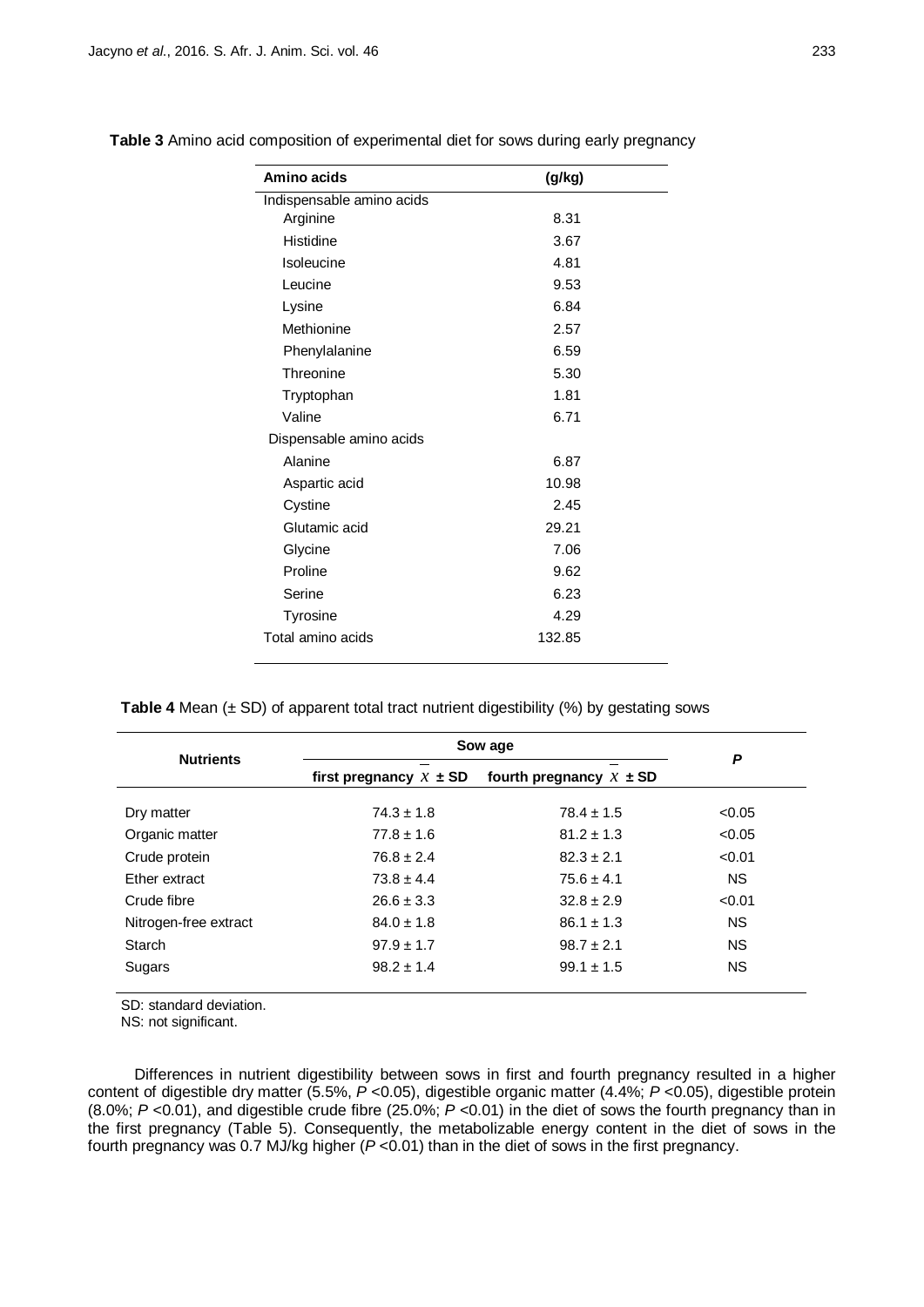**Table 3** Amino acid composition of experimental diet for sows during early pregnancy

| Amino acids | (g/kg) |
|---|---|
| Indispensable amino acids | |
| Arginine | 8.31 |
| Histidine | 3.67 |
| Isoleucine | 4.81 |
| Leucine | 9.53 |
| Lysine | 6.84 |
| Methionine | 2.57 |
| Phenylalanine | 6.59 |
| Threonine | 5.30 |
| Tryptophan | 1.81 |
| Valine | 6.71 |
| Dispensable amino acids | |
| Alanine | 6.87 |
| Aspartic acid | 10.98 |
| Cystine | 2.45 |
| Glutamic acid | 29.21 |
| Glycine | 7.06 |
| Proline | 9.62 |
| Serine | 6.23 |
| Tyrosine | 4.29 |
| Total amino acids | 132.85 |

**Table 4** Mean (± SD) of apparent total tract nutrient digestibility (%) by gestating sows

| Nutrients | Sow age | | *P* |
|---|---|---|---|
| | first pregnancy $\bar{x}$ ± SD | fourth pregnancy $\bar{x}$ ± SD | |
| Dry matter | 74.3 ± 1.8 | 78.4 ± 1.5 | <0.05 |
| Organic matter | 77.8 ± 1.6 | 81.2 ± 1.3 | <0.05 |
| Crude protein | 76.8 ± 2.4 | 82.3 ± 2.1 | <0.01 |
| Ether extract | 73.8 ± 4.4 | 75.6 ± 4.1 | NS |
| Crude fibre | 26.6 ± 3.3 | 32.8 ± 2.9 | <0.01 |
| Nitrogen-free extract | 84.0 ± 1.8 | 86.1 ± 1.3 | NS |
| Starch | 97.9 ± 1.7 | 98.7 ± 2.1 | NS |
| Sugars | 98.2 ± 1.4 | 99.1 ± 1.5 | NS |

SD: standard deviation.
NS: not significant.

Differences in nutrient digestibility between sows in first and fourth pregnancy resulted in a higher content of digestible dry matter (5.5%, $P$ <0.05), digestible organic matter (4.4%; $P$ <0.05), digestible protein (8.0%; $P$ <0.01), and digestible crude fibre (25.0%; $P$ <0.01) in the diet of sows the fourth pregnancy than in the first pregnancy (Table 5). Consequently, the metabolizable energy content in the diet of sows in the fourth pregnancy was 0.7 MJ/kg higher ($P$ <0.01) than in the diet of sows in the first pregnancy.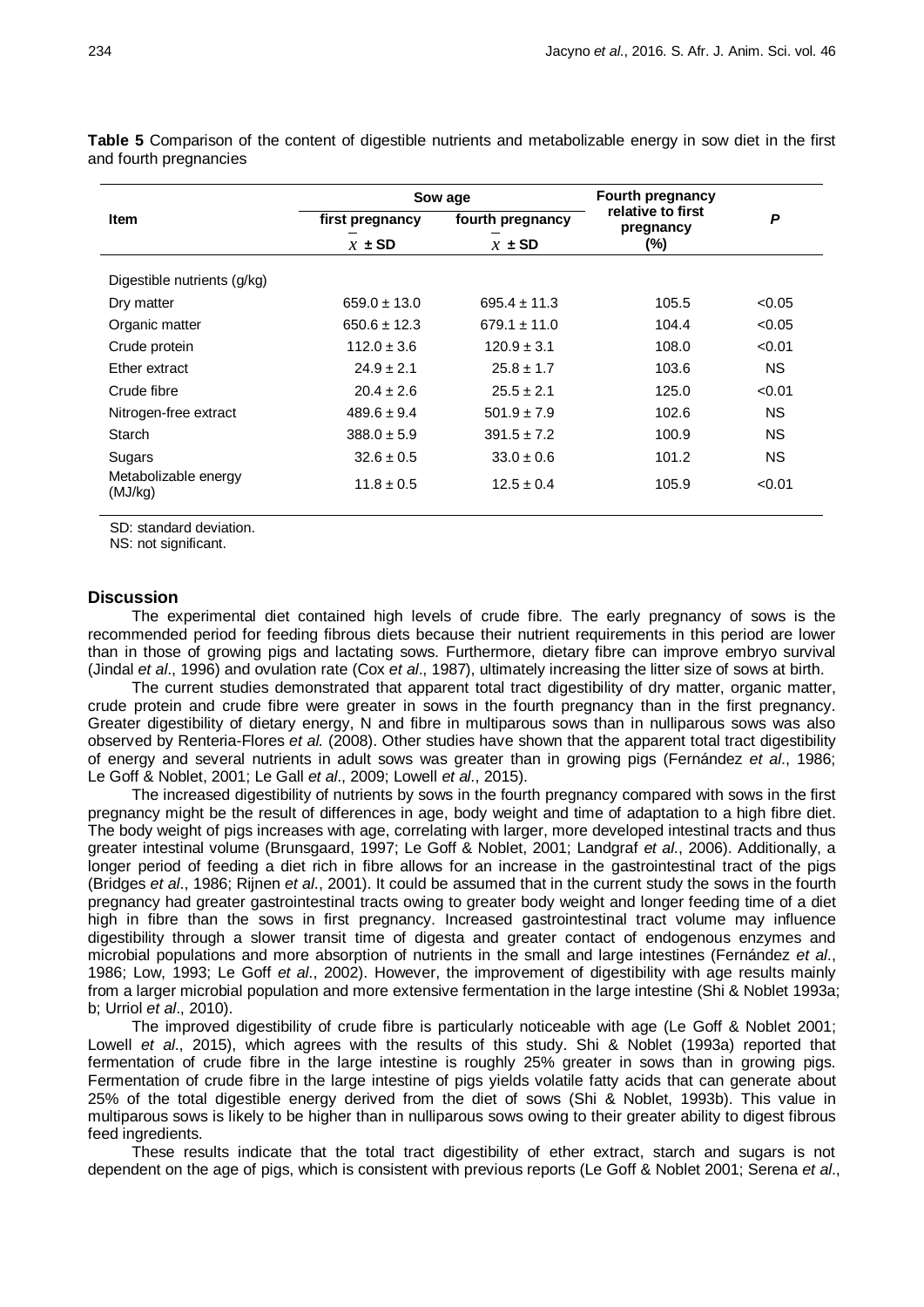**Table 5** Comparison of the content of digestible nutrients and metabolizable energy in sow diet in the first and fourth pregnancies

| Item | Sow age | | Fourth pregnancy relative to first pregnancy | *P* |
|---|---|---|---|---|
| | first pregnancy | fourth pregnancy | | |
| | $\bar{x}$ ± SD | $\bar{x}$ ± SD | (%) | |
| Digestible nutrients (g/kg) | | | | |
| Dry matter | 659.0 ± 13.0 | 695.4 ± 11.3 | 105.5 | <0.05 |
| Organic matter | 650.6 ± 12.3 | 679.1 ± 11.0 | 104.4 | <0.05 |
| Crude protein | 112.0 ± 3.6 | 120.9 ± 3.1 | 108.0 | <0.01 |
| Ether extract | 24.9 ± 2.1 | 25.8 ± 1.7 | 103.6 | NS |
| Crude fibre | 20.4 ± 2.6 | 25.5 ± 2.1 | 125.0 | <0.01 |
| Nitrogen-free extract | 489.6 ± 9.4 | 501.9 ± 7.9 | 102.6 | NS |
| Starch | 388.0 ± 5.9 | 391.5 ± 7.2 | 100.9 | NS |
| Sugars | 32.6 ± 0.5 | 33.0 ± 0.6 | 101.2 | NS |
| Metabolizable energy (MJ/kg) | 11.8 ± 0.5 | 12.5 ± 0.4 | 105.9 | <0.01 |

SD: standard deviation.
NS: not significant.

## Discussion

The experimental diet contained high levels of crude fibre. The early pregnancy of sows is the recommended period for feeding fibrous diets because their nutrient requirements in this period are lower than in those of growing pigs and lactating sows. Furthermore, dietary fibre can improve embryo survival (Jindal *et al*., 1996) and ovulation rate (Cox *et al*., 1987), ultimately increasing the litter size of sows at birth.

The current studies demonstrated that apparent total tract digestibility of dry matter, organic matter, crude protein and crude fibre were greater in sows in the fourth pregnancy than in the first pregnancy. Greater digestibility of dietary energy, N and fibre in multiparous sows than in nulliparous sows was also observed by Renteria-Flores *et al.* (2008). Other studies have shown that the apparent total tract digestibility of energy and several nutrients in adult sows was greater than in growing pigs (Fernández *et al*., 1986; Le Goff & Noblet, 2001; Le Gall *et al*., 2009; Lowell *et al*., 2015).

The increased digestibility of nutrients by sows in the fourth pregnancy compared with sows in the first pregnancy might be the result of differences in age, body weight and time of adaptation to a high fibre diet. The body weight of pigs increases with age, correlating with larger, more developed intestinal tracts and thus greater intestinal volume (Brunsgaard, 1997; Le Goff & Noblet, 2001; Landgraf *et al*., 2006). Additionally, a longer period of feeding a diet rich in fibre allows for an increase in the gastrointestinal tract of the pigs (Bridges *et al*., 1986; Rijnen *et al*., 2001). It could be assumed that in the current study the sows in the fourth pregnancy had greater gastrointestinal tracts owing to greater body weight and longer feeding time of a diet high in fibre than the sows in first pregnancy. Increased gastrointestinal tract volume may influence digestibility through a slower transit time of digesta and greater contact of endogenous enzymes and microbial populations and more absorption of nutrients in the small and large intestines (Fernández *et al*., 1986; Low, 1993; Le Goff *et al*., 2002). However, the improvement of digestibility with age results mainly from a larger microbial population and more extensive fermentation in the large intestine (Shi & Noblet 1993a; b; Urriol *et al*., 2010).

The improved digestibility of crude fibre is particularly noticeable with age (Le Goff & Noblet 2001; Lowell *et al*., 2015), which agrees with the results of this study. Shi & Noblet (1993a) reported that fermentation of crude fibre in the large intestine is roughly 25% greater in sows than in growing pigs. Fermentation of crude fibre in the large intestine of pigs yields volatile fatty acids that can generate about 25% of the total digestible energy derived from the diet of sows (Shi & Noblet, 1993b). This value in multiparous sows is likely to be higher than in nulliparous sows owing to their greater ability to digest fibrous feed ingredients.

These results indicate that the total tract digestibility of ether extract, starch and sugars is not dependent on the age of pigs, which is consistent with previous reports (Le Goff & Noblet 2001; Serena *et al*.,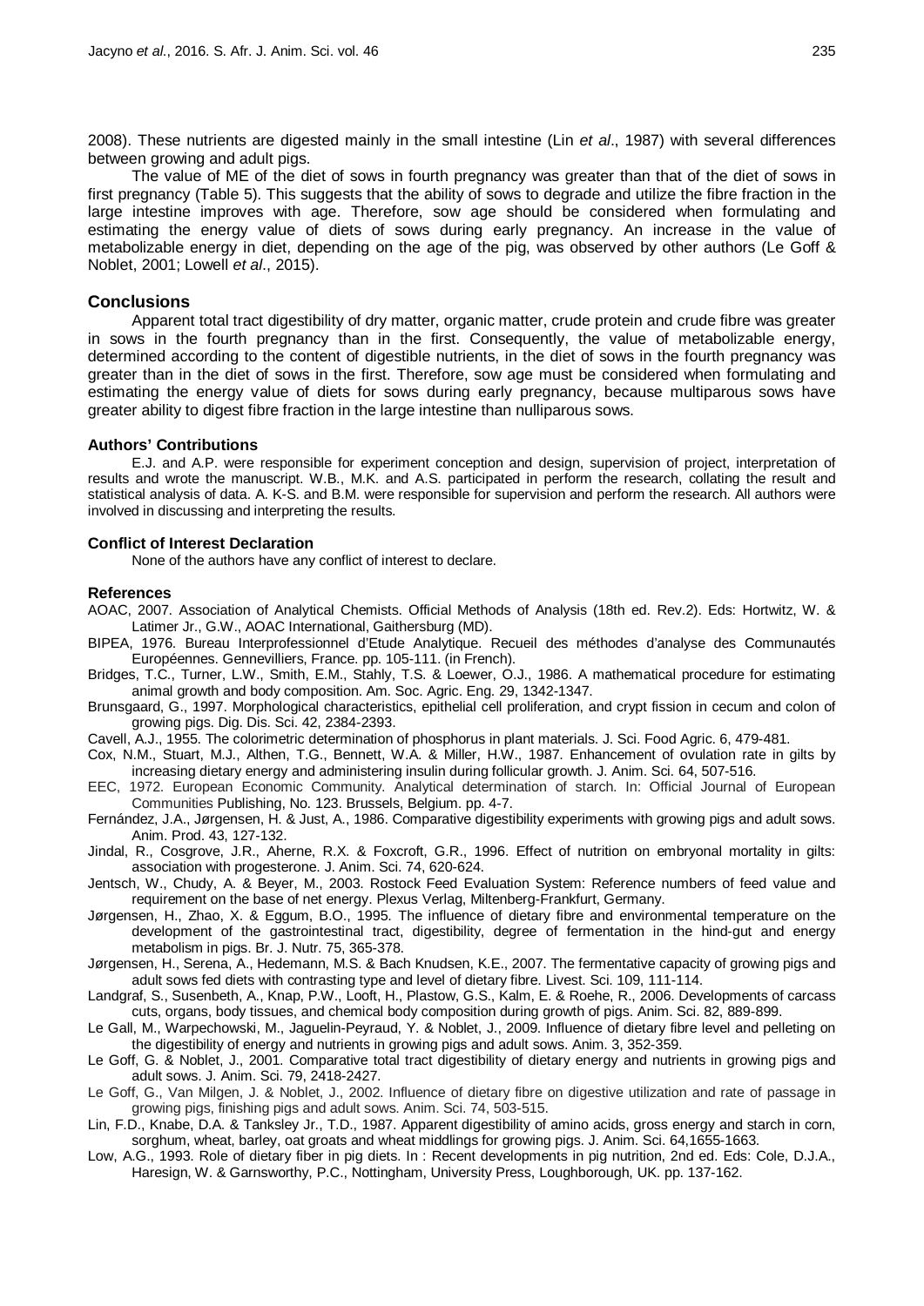2008). These nutrients are digested mainly in the small intestine (Lin *et al*., 1987) with several differences between growing and adult pigs.

The value of ME of the diet of sows in fourth pregnancy was greater than that of the diet of sows in first pregnancy (Table 5). This suggests that the ability of sows to degrade and utilize the fibre fraction in the large intestine improves with age. Therefore, sow age should be considered when formulating and estimating the energy value of diets of sows during early pregnancy. An increase in the value of metabolizable energy in diet, depending on the age of the pig, was observed by other authors (Le Goff & Noblet, 2001; Lowell *et al*., 2015).

## Conclusions

Apparent total tract digestibility of dry matter, organic matter, crude protein and crude fibre was greater in sows in the fourth pregnancy than in the first. Consequently, the value of metabolizable energy, determined according to the content of digestible nutrients, in the diet of sows in the fourth pregnancy was greater than in the diet of sows in the first. Therefore, sow age must be considered when formulating and estimating the energy value of diets for sows during early pregnancy, because multiparous sows have greater ability to digest fibre fraction in the large intestine than nulliparous sows.

### Authors' Contributions

E.J. and A.P. were responsible for experiment conception and design, supervision of project, interpretation of results and wrote the manuscript. W.B., M.K. and A.S. participated in perform the research, collating the result and statistical analysis of data. A. K-S. and B.M. were responsible for supervision and perform the research. All authors were involved in discussing and interpreting the results.

### Conflict of Interest Declaration

None of the authors have any conflict of interest to declare.

### References

AOAC, 2007. Association of Analytical Chemists. Official Methods of Analysis (18th ed. Rev.2). Eds: Hortwitz, W. & Latimer Jr., G.W., AOAC International, Gaithersburg (MD).

BIPEA, 1976. Bureau Interprofessionnel d'Etude Analytique. Recueil des méthodes d'analyse des Communautés Européennes. Gennevilliers, France. pp. 105-111. (in French).

Bridges, T.C., Turner, L.W., Smith, E.M., Stahly, T.S. & Loewer, O.J., 1986. A mathematical procedure for estimating animal growth and body composition. Am. Soc. Agric. Eng. 29, 1342-1347.

Brunsgaard, G., 1997. Morphological characteristics, epithelial cell proliferation, and crypt fission in cecum and colon of growing pigs. Dig. Dis. Sci. 42, 2384-2393.

Cavell, A.J., 1955. The colorimetric determination of phosphorus in plant materials. J. Sci. Food Agric. 6, 479-481.

Cox, N.M., Stuart, M.J., Althen, T.G., Bennett, W.A. & Miller, H.W., 1987. Enhancement of ovulation rate in gilts by increasing dietary energy and administering insulin during follicular growth. J. Anim. Sci. 64, 507-516.

EEC, 1972. European Economic Community. Analytical determination of starch. In: Official Journal of European Communities Publishing, No. 123. Brussels, Belgium. pp. 4-7.

Fernández, J.A., Jørgensen, H. & Just, A., 1986. Comparative digestibility experiments with growing pigs and adult sows. Anim. Prod. 43, 127-132.

Jindal, R., Cosgrove, J.R., Aherne, R.X. & Foxcroft, G.R., 1996. Effect of nutrition on embryonal mortality in gilts: association with progesterone. J. Anim. Sci. 74, 620-624.

Jentsch, W., Chudy, A. & Beyer, M., 2003. Rostock Feed Evaluation System: Reference numbers of feed value and requirement on the base of net energy. Plexus Verlag, Miltenberg-Frankfurt, Germany.

Jørgensen, H., Zhao, X. & Eggum, B.O., 1995. The influence of dietary fibre and environmental temperature on the development of the gastrointestinal tract, digestibility, degree of fermentation in the hind-gut and energy metabolism in pigs. Br. J. Nutr. 75, 365-378.

Jørgensen, H., Serena, A., Hedemann, M.S. & Bach Knudsen, K.E., 2007. The fermentative capacity of growing pigs and adult sows fed diets with contrasting type and level of dietary fibre. Livest. Sci. 109, 111-114.

Landgraf, S., Susenbeth, A., Knap, P.W., Looft, H., Plastow, G.S., Kalm, E. & Roehe, R., 2006. Developments of carcass cuts, organs, body tissues, and chemical body composition during growth of pigs. Anim. Sci. 82, 889-899.

Le Gall, M., Warpechowski, M., Jaguelin-Peyraud, Y. & Noblet, J., 2009. Influence of dietary fibre level and pelleting on the digestibility of energy and nutrients in growing pigs and adult sows. Anim. 3, 352-359.

Le Goff, G. & Noblet, J., 2001. Comparative total tract digestibility of dietary energy and nutrients in growing pigs and adult sows. J. Anim. Sci. 79, 2418-2427.

Le Goff, G., Van Milgen, J. & Noblet, J., 2002. Influence of dietary fibre on digestive utilization and rate of passage in growing pigs, finishing pigs and adult sows. Anim. Sci. 74, 503-515.

Lin, F.D., Knabe, D.A. & Tanksley Jr., T.D., 1987. Apparent digestibility of amino acids, gross energy and starch in corn, sorghum, wheat, barley, oat groats and wheat middlings for growing pigs. J. Anim. Sci. 64,1655-1663.

Low, A.G., 1993. Role of dietary fiber in pig diets. In : Recent developments in pig nutrition, 2nd ed. Eds: Cole, D.J.A., Haresign, W. & Garnsworthy, P.C., Nottingham, University Press, Loughborough, UK. pp. 137-162.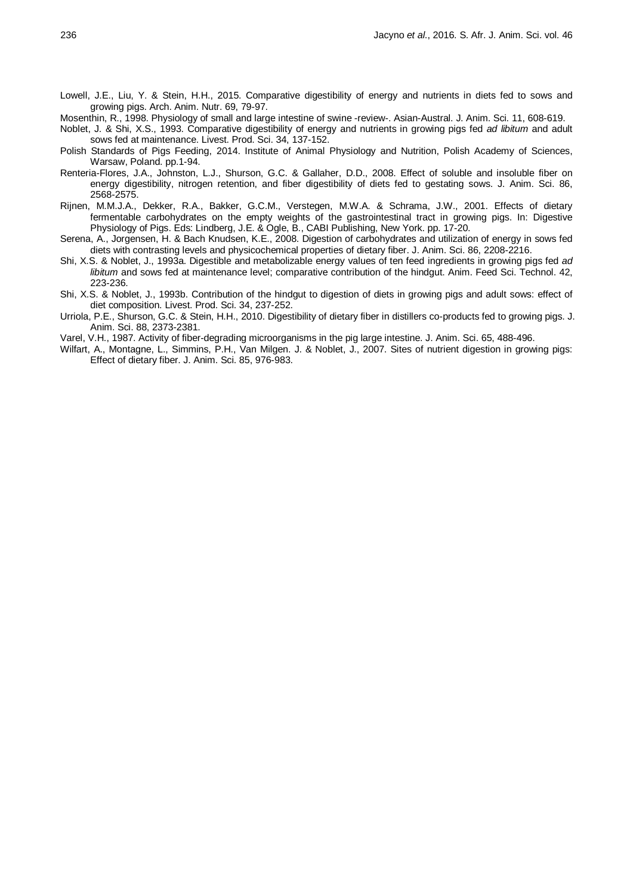Lowell, J.E., Liu, Y. & Stein, H.H., 2015. Comparative digestibility of energy and nutrients in diets fed to sows and growing pigs. Arch. Anim. Nutr. 69, 79-97.

Mosenthin, R., 1998. Physiology of small and large intestine of swine -review-. Asian-Austral. J. Anim. Sci. 11, 608-619.

Noblet, J. & Shi, X.S., 1993. Comparative digestibility of energy and nutrients in growing pigs fed *ad libitum* and adult sows fed at maintenance. Livest. Prod. Sci. 34, 137-152.

Polish Standards of Pigs Feeding, 2014. Institute of Animal Physiology and Nutrition, Polish Academy of Sciences, Warsaw, Poland. pp.1-94.

Renteria-Flores, J.A., Johnston, L.J., Shurson, G.C. & Gallaher, D.D., 2008. Effect of soluble and insoluble fiber on energy digestibility, nitrogen retention, and fiber digestibility of diets fed to gestating sows. J. Anim. Sci. 86, 2568-2575.

Rijnen, M.M.J.A., Dekker, R.A., Bakker, G.C.M., Verstegen, M.W.A. & Schrama, J.W., 2001. Effects of dietary fermentable carbohydrates on the empty weights of the gastrointestinal tract in growing pigs. In: Digestive Physiology of Pigs. Eds: Lindberg, J.E. & Ogle, B., CABI Publishing, New York. pp. 17-20.

Serena, A., Jorgensen, H. & Bach Knudsen, K.E., 2008. Digestion of carbohydrates and utilization of energy in sows fed diets with contrasting levels and physicochemical properties of dietary fiber. J. Anim. Sci. 86, 2208-2216.

Shi, X.S. & Noblet, J., 1993a. Digestible and metabolizable energy values of ten feed ingredients in growing pigs fed *ad libitum* and sows fed at maintenance level; comparative contribution of the hindgut. Anim. Feed Sci. Technol. 42, 223-236.

Shi, X.S. & Noblet, J., 1993b. Contribution of the hindgut to digestion of diets in growing pigs and adult sows: effect of diet composition. Livest. Prod. Sci. 34, 237-252.

Urriola, P.E., Shurson, G.C. & Stein, H.H., 2010. Digestibility of dietary fiber in distillers co-products fed to growing pigs. J. Anim. Sci. 88, 2373-2381.

Varel, V.H., 1987. Activity of fiber-degrading microorganisms in the pig large intestine. J. Anim. Sci. 65, 488-496.

Wilfart, A., Montagne, L., Simmins, P.H., Van Milgen. J. & Noblet, J., 2007. Sites of nutrient digestion in growing pigs: Effect of dietary fiber. J. Anim. Sci. 85, 976-983.